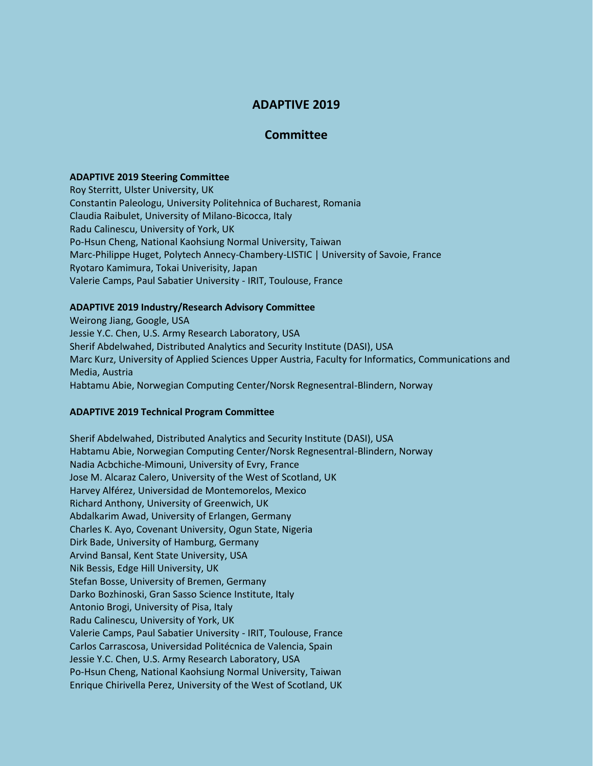# ADAPTIVE 2019

## Committee

**ADAPTIVE 2019 Steering Committee**

Roy Sterritt, Ulster University, UK
Constantin Paleologu, University Politehnica of Bucharest, Romania
Claudia Raibulet, University of Milano-Bicocca, Italy
Radu Calinescu, University of York, UK
Po-Hsun Cheng, National Kaohsiung Normal University, Taiwan
Marc-Philippe Huget, Polytech Annecy-Chambery-LISTIC | University of Savoie, France
Ryotaro Kamimura, Tokai Univerisity, Japan
Valerie Camps, Paul Sabatier University - IRIT, Toulouse, France

**ADAPTIVE 2019 Industry/Research Advisory Committee**

Weirong Jiang, Google, USA
Jessie Y.C. Chen, U.S. Army Research Laboratory, USA
Sherif Abdelwahed, Distributed Analytics and Security Institute (DASI), USA
Marc Kurz, University of Applied Sciences Upper Austria, Faculty for Informatics, Communications and Media, Austria
Habtamu Abie, Norwegian Computing Center/Norsk Regnesentral-Blindern, Norway

**ADAPTIVE 2019 Technical Program Committee**

Sherif Abdelwahed, Distributed Analytics and Security Institute (DASI), USA
Habtamu Abie, Norwegian Computing Center/Norsk Regnesentral-Blindern, Norway
Nadia Acbchiche-Mimouni, University of Evry, France
Jose M. Alcaraz Calero, University of the West of Scotland, UK
Harvey Alférez, Universidad de Montemorelos, Mexico
Richard Anthony, University of Greenwich, UK
Abdalkarim Awad, University of Erlangen, Germany
Charles K. Ayo, Covenant University, Ogun State, Nigeria
Dirk Bade, University of Hamburg, Germany
Arvind Bansal, Kent State University, USA
Nik Bessis, Edge Hill University, UK
Stefan Bosse, University of Bremen, Germany
Darko Bozhinoski, Gran Sasso Science Institute, Italy
Antonio Brogi, University of Pisa, Italy
Radu Calinescu, University of York, UK
Valerie Camps, Paul Sabatier University - IRIT, Toulouse, France
Carlos Carrascosa, Universidad Politécnica de Valencia, Spain
Jessie Y.C. Chen, U.S. Army Research Laboratory, USA
Po-Hsun Cheng, National Kaohsiung Normal University, Taiwan
Enrique Chirivella Perez, University of the West of Scotland, UK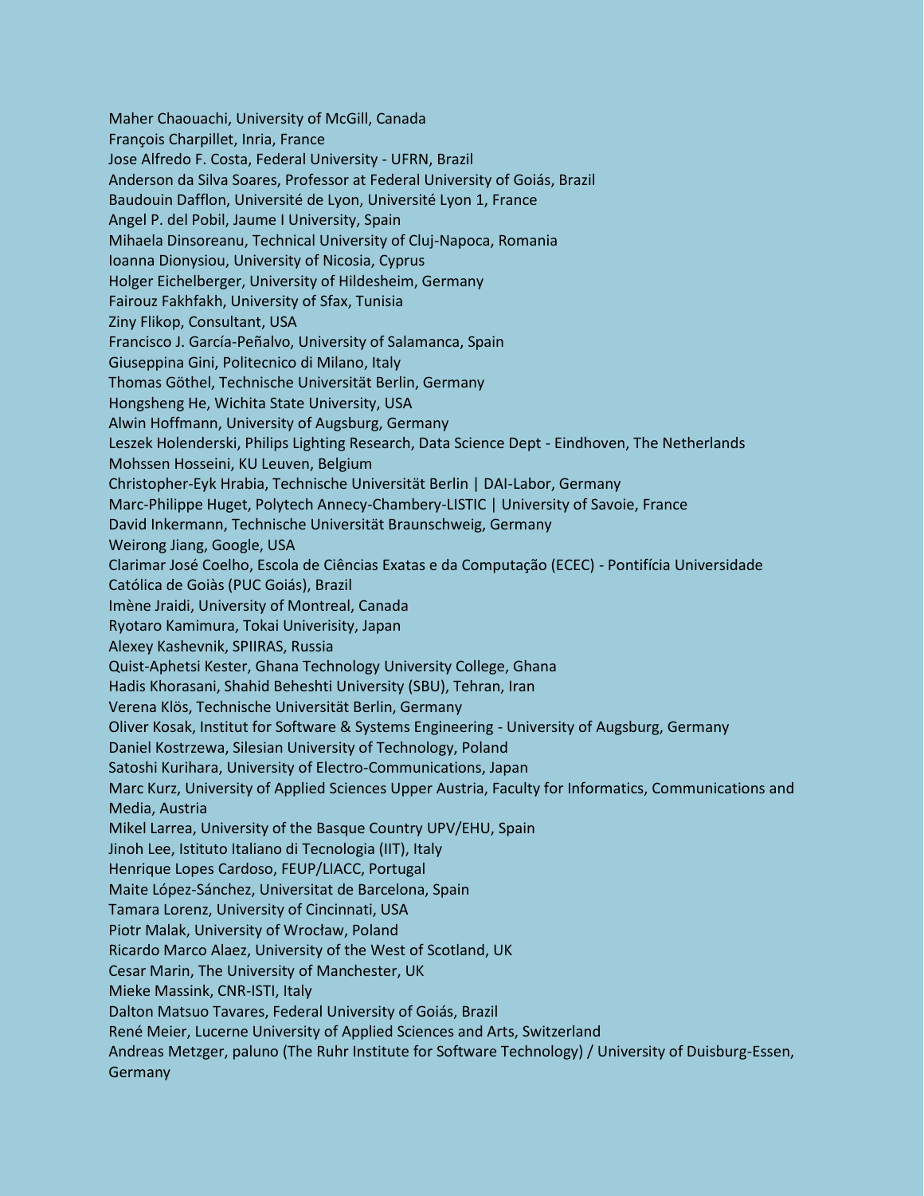Maher Chaouachi, University of McGill, Canada
François Charpillet, Inria, France
Jose Alfredo F. Costa, Federal University - UFRN, Brazil
Anderson da Silva Soares, Professor at Federal University of Goiás, Brazil
Baudouin Dafflon, Université de Lyon, Université Lyon 1, France
Angel P. del Pobil, Jaume I University, Spain
Mihaela Dinsoreanu, Technical University of Cluj-Napoca, Romania
Ioanna Dionysiou, University of Nicosia, Cyprus
Holger Eichelberger, University of Hildesheim, Germany
Fairouz Fakhfakh, University of Sfax, Tunisia
Ziny Flikop, Consultant, USA
Francisco J. García-Peñalvo, University of Salamanca, Spain
Giuseppina Gini, Politecnico di Milano, Italy
Thomas Göthel, Technische Universität Berlin, Germany
Hongsheng He, Wichita State University, USA
Alwin Hoffmann, University of Augsburg, Germany
Leszek Holenderski, Philips Lighting Research, Data Science Dept - Eindhoven, The Netherlands
Mohssen Hosseini, KU Leuven, Belgium
Christopher-Eyk Hrabia, Technische Universität Berlin | DAI-Labor, Germany
Marc-Philippe Huget, Polytech Annecy-Chambery-LISTIC | University of Savoie, France
David Inkermann, Technische Universität Braunschweig, Germany
Weirong Jiang, Google, USA
Clarimar José Coelho, Escola de Ciências Exatas e da Computação (ECEC) - Pontifícia Universidade Católica de Goiàs (PUC Goiás), Brazil
Imène Jraidi, University of Montreal, Canada
Ryotaro Kamimura, Tokai Univerisity, Japan
Alexey Kashevnik, SPIIRAS, Russia
Quist-Aphetsi Kester, Ghana Technology University College, Ghana
Hadis Khorasani, Shahid Beheshti University (SBU), Tehran, Iran
Verena Klös, Technische Universität Berlin, Germany
Oliver Kosak, Institut for Software & Systems Engineering - University of Augsburg, Germany
Daniel Kostrzewa, Silesian University of Technology, Poland
Satoshi Kurihara, University of Electro-Communications, Japan
Marc Kurz, University of Applied Sciences Upper Austria, Faculty for Informatics, Communications and Media, Austria
Mikel Larrea, University of the Basque Country UPV/EHU, Spain
Jinoh Lee, Istituto Italiano di Tecnologia (IIT), Italy
Henrique Lopes Cardoso, FEUP/LIACC, Portugal
Maite López-Sánchez, Universitat de Barcelona, Spain
Tamara Lorenz, University of Cincinnati, USA
Piotr Malak, University of Wrocław, Poland
Ricardo Marco Alaez, University of the West of Scotland, UK
Cesar Marin, The University of Manchester, UK
Mieke Massink, CNR-ISTI, Italy
Dalton Matsuo Tavares, Federal University of Goiás, Brazil
René Meier, Lucerne University of Applied Sciences and Arts, Switzerland
Andreas Metzger, paluno (The Ruhr Institute for Software Technology) / University of Duisburg-Essen, Germany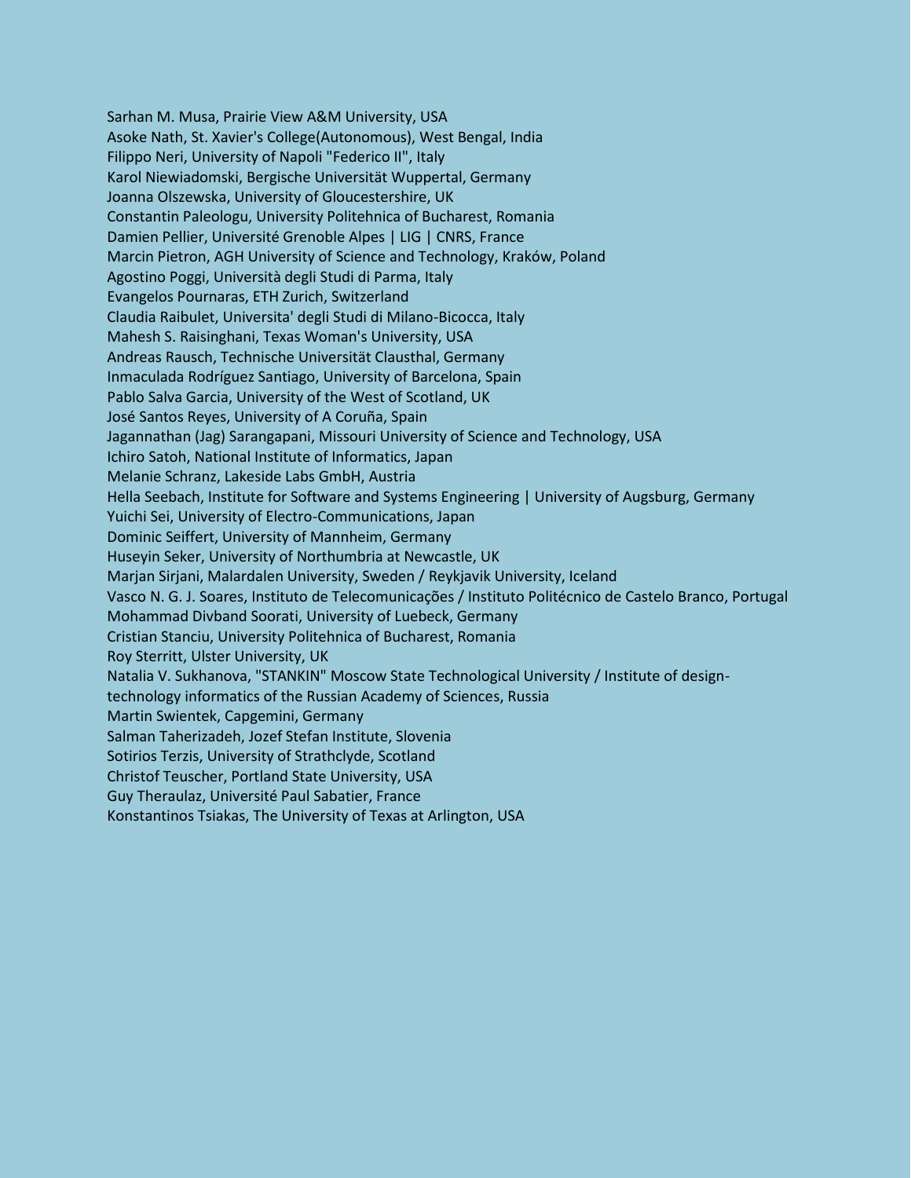Sarhan M. Musa, Prairie View A&M University, USA
Asoke Nath, St. Xavier's College(Autonomous), West Bengal, India
Filippo Neri, University of Napoli "Federico II", Italy
Karol Niewiadomski, Bergische Universität Wuppertal, Germany
Joanna Olszewska, University of Gloucestershire, UK
Constantin Paleologu, University Politehnica of Bucharest, Romania
Damien Pellier, Université Grenoble Alpes | LIG | CNRS, France
Marcin Pietron, AGH University of Science and Technology, Kraków, Poland
Agostino Poggi, Università degli Studi di Parma, Italy
Evangelos Pournaras, ETH Zurich, Switzerland
Claudia Raibulet, Universita' degli Studi di Milano-Bicocca, Italy
Mahesh S. Raisinghani, Texas Woman's University, USA
Andreas Rausch, Technische Universität Clausthal, Germany
Inmaculada Rodríguez Santiago, University of Barcelona, Spain
Pablo Salva Garcia, University of the West of Scotland, UK
José Santos Reyes, University of A Coruña, Spain
Jagannathan (Jag) Sarangapani, Missouri University of Science and Technology, USA
Ichiro Satoh, National Institute of Informatics, Japan
Melanie Schranz, Lakeside Labs GmbH, Austria
Hella Seebach, Institute for Software and Systems Engineering | University of Augsburg, Germany
Yuichi Sei, University of Electro-Communications, Japan
Dominic Seiffert, University of Mannheim, Germany
Huseyin Seker, University of Northumbria at Newcastle, UK
Marjan Sirjani, Malardalen University, Sweden / Reykjavik University, Iceland
Vasco N. G. J. Soares, Instituto de Telecomunicações / Instituto Politécnico de Castelo Branco, Portugal
Mohammad Divband Soorati, University of Luebeck, Germany
Cristian Stanciu, University Politehnica of Bucharest, Romania
Roy Sterritt, Ulster University, UK
Natalia V. Sukhanova, "STANKIN" Moscow State Technological University / Institute of design-technology informatics of the Russian Academy of Sciences, Russia
Martin Swientek, Capgemini, Germany
Salman Taherizadeh, Jozef Stefan Institute, Slovenia
Sotirios Terzis, University of Strathclyde, Scotland
Christof Teuscher, Portland State University, USA
Guy Theraulaz, Université Paul Sabatier, France
Konstantinos Tsiakas, The University of Texas at Arlington, USA